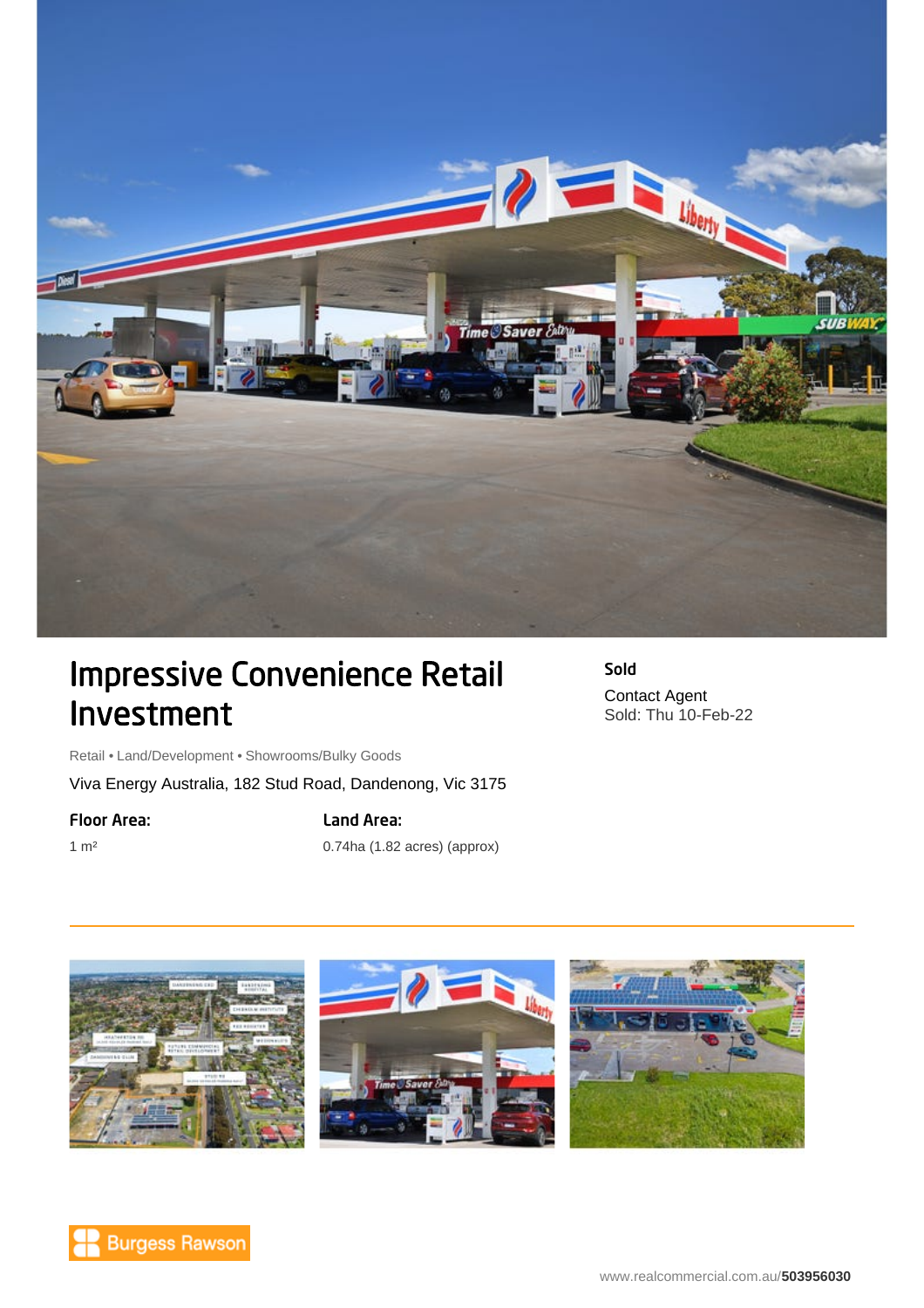# Impressive Convenience Retail Investment

Retail • Land/Development • Showrooms/Bulky Goods

Viva Energy Australia, 182 Stud Road, Dandenong, Vic 3175

**Sold**

Contact Agent

Sold: Thu 10-Feb-22

**Floor Area:**

1 m²

**Land Area:**

0.74ha (1.82 acres) (approx)

Burgess Rawson

www.realcommercial.com.au/503956030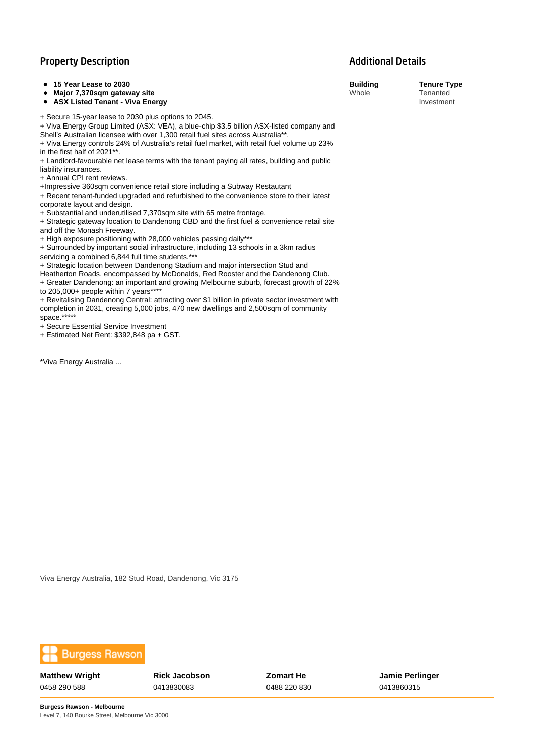## Property Description

- **15 Year Lease to 2030**
- **Major 7,370sqm gateway site**
- **ASX Listed Tenant - Viva Energy**

+ Secure 15-year lease to 2030 plus options to 2045.
+ Viva Energy Group Limited (ASX: VEA), a blue-chip $3.5 billion ASX-listed company and Shell's Australian licensee with over 1,300 retail fuel sites across Australia**.
+ Viva Energy controls 24% of Australia's retail fuel market, with retail fuel volume up 23% in the first half of 2021**.
+ Landlord-favourable net lease terms with the tenant paying all rates, building and public liability insurances.
+ Annual CPI rent reviews.
+Impressive 360sqm convenience retail store including a Subway Restautant
+ Recent tenant-funded upgraded and refurbished to the convenience store to their latest corporate layout and design.
+ Substantial and underutilised 7,370sqm site with 65 metre frontage.
+ Strategic gateway location to Dandenong CBD and the first fuel & convenience retail site and off the Monash Freeway.
+ High exposure positioning with 28,000 vehicles passing daily***
+ Surrounded by important social infrastructure, including 13 schools in a 3km radius servicing a combined 6,844 full time students.***
+ Strategic location between Dandenong Stadium and major intersection Stud and Heatherton Roads, encompassed by McDonalds, Red Rooster and the Dandenong Club.
+ Greater Dandenong: an important and growing Melbourne suburb, forecast growth of 22% to 205,000+ people within 7 years****
+ Revitalising Dandenong Central: attracting over $1 billion in private sector investment with completion in 2031, creating 5,000 jobs, 470 new dwellings and 2,500sqm of community space.*****
+ Secure Essential Service Investment
+ Estimated Net Rent: $392,848 pa + GST.

*Viva Energy Australia ...

## Additional Details

| Building | Tenure Type |
|---|---|
| Whole | Tenanted Investment |

Viva Energy Australia, 182 Stud Road, Dandenong, Vic 3175

Burgess Rawson

| Matthew Wright | Rick Jacobson | Zomart He | Jamie Perlinger |
|---|---|---|---|
| 0458 290 588 | 0413830083 | 0488 220 830 | 0413860315 |

**Burgess Rawson - Melbourne**
Level 7, 140 Bourke Street, Melbourne Vic 3000